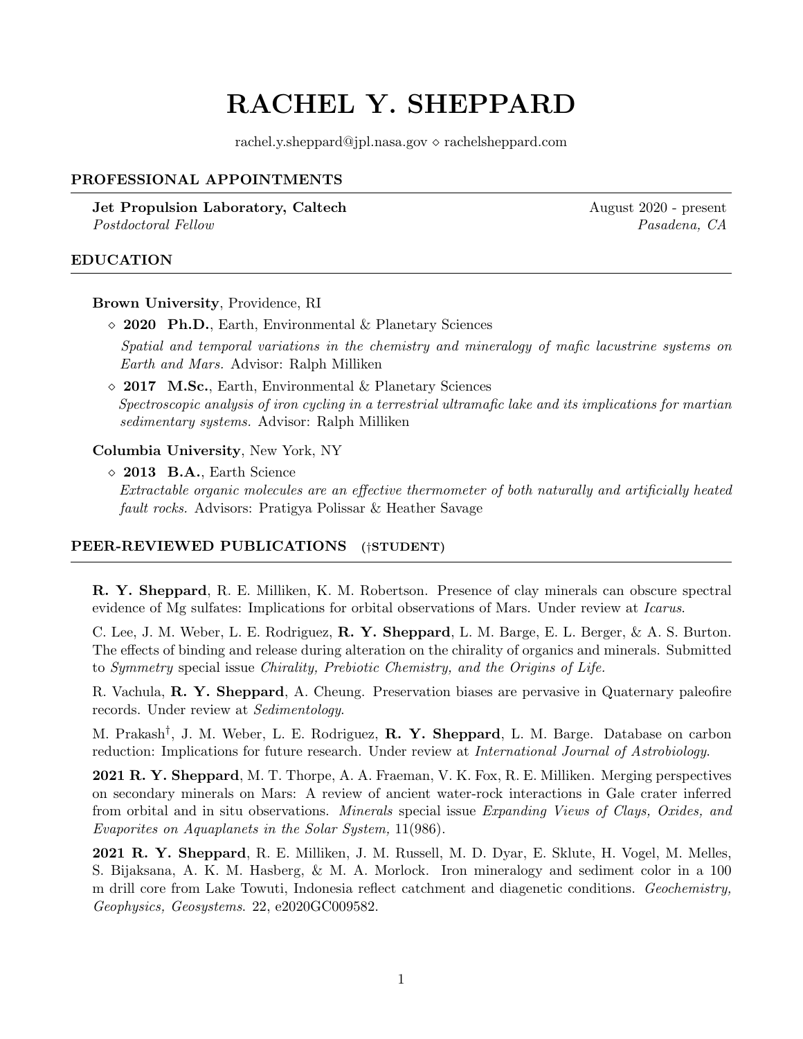# RACHEL Y. SHEPPARD

rachel.y.sheppard@jpl.nasa.gov ⋄ rachelsheppard.com

## PROFESSIONAL APPOINTMENTS

**Jet Propulsion Laboratory, Caltech** — August 2020 - present
*Postdoctoral Fellow* — *Pasadena, CA*

## EDUCATION

**Brown University**, Providence, RI

- ⋄ **2020 Ph.D.**, Earth, Environmental & Planetary Sciences
  *Spatial and temporal variations in the chemistry and mineralogy of mafic lacustrine systems on Earth and Mars.* Advisor: Ralph Milliken
- ⋄ **2017 M.Sc.**, Earth, Environmental & Planetary Sciences
  *Spectroscopic analysis of iron cycling in a terrestrial ultramafic lake and its implications for martian sedimentary systems.* Advisor: Ralph Milliken

**Columbia University**, New York, NY

- ⋄ **2013 B.A.**, Earth Science
  *Extractable organic molecules are an effective thermometer of both naturally and artificially heated fault rocks.* Advisors: Pratigya Polissar & Heather Savage

## PEER-REVIEWED PUBLICATIONS (†STUDENT)

**R. Y. Sheppard**, R. E. Milliken, K. M. Robertson. Presence of clay minerals can obscure spectral evidence of Mg sulfates: Implications for orbital observations of Mars. Under review at *Icarus*.

C. Lee, J. M. Weber, L. E. Rodriguez, **R. Y. Sheppard**, L. M. Barge, E. L. Berger, & A. S. Burton. The effects of binding and release during alteration on the chirality of organics and minerals. Submitted to *Symmetry* special issue *Chirality, Prebiotic Chemistry, and the Origins of Life.*

R. Vachula, **R. Y. Sheppard**, A. Cheung. Preservation biases are pervasive in Quaternary paleofire records. Under review at *Sedimentology*.

M. Prakash†, J. M. Weber, L. E. Rodriguez, **R. Y. Sheppard**, L. M. Barge. Database on carbon reduction: Implications for future research. Under review at *International Journal of Astrobiology*.

**2021 R. Y. Sheppard**, M. T. Thorpe, A. A. Fraeman, V. K. Fox, R. E. Milliken. Merging perspectives on secondary minerals on Mars: A review of ancient water-rock interactions in Gale crater inferred from orbital and in situ observations. *Minerals* special issue *Expanding Views of Clays, Oxides, and Evaporites on Aquaplanets in the Solar System,* 11(986).

**2021 R. Y. Sheppard**, R. E. Milliken, J. M. Russell, M. D. Dyar, E. Sklute, H. Vogel, M. Melles, S. Bijaksana, A. K. M. Hasberg, & M. A. Morlock. Iron mineralogy and sediment color in a 100 m drill core from Lake Towuti, Indonesia reflect catchment and diagenetic conditions. *Geochemistry, Geophysics, Geosystems*. 22, e2020GC009582.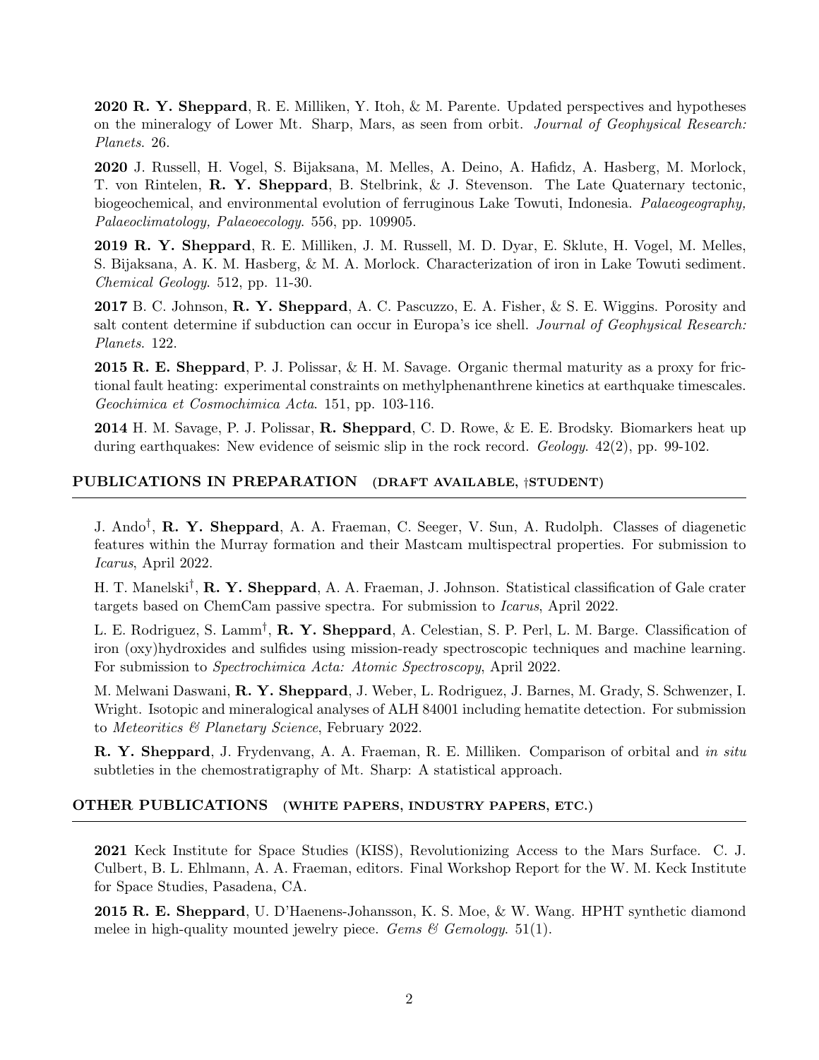**2020 R. Y. Sheppard**, R. E. Milliken, Y. Itoh, & M. Parente. Updated perspectives and hypotheses on the mineralogy of Lower Mt. Sharp, Mars, as seen from orbit. *Journal of Geophysical Research: Planets*. 26.

**2020** J. Russell, H. Vogel, S. Bijaksana, M. Melles, A. Deino, A. Hafidz, A. Hasberg, M. Morlock, T. von Rintelen, **R. Y. Sheppard**, B. Stelbrink, & J. Stevenson. The Late Quaternary tectonic, biogeochemical, and environmental evolution of ferruginous Lake Towuti, Indonesia. *Palaeogeography, Palaeoclimatology, Palaeoecology*. 556, pp. 109905.

**2019 R. Y. Sheppard**, R. E. Milliken, J. M. Russell, M. D. Dyar, E. Sklute, H. Vogel, M. Melles, S. Bijaksana, A. K. M. Hasberg, & M. A. Morlock. Characterization of iron in Lake Towuti sediment. *Chemical Geology*. 512, pp. 11-30.

**2017** B. C. Johnson, **R. Y. Sheppard**, A. C. Pascuzzo, E. A. Fisher, & S. E. Wiggins. Porosity and salt content determine if subduction can occur in Europa's ice shell. *Journal of Geophysical Research: Planets*. 122.

**2015 R. E. Sheppard**, P. J. Polissar, & H. M. Savage. Organic thermal maturity as a proxy for frictional fault heating: experimental constraints on methylphenanthrene kinetics at earthquake timescales. *Geochimica et Cosmochimica Acta*. 151, pp. 103-116.

**2014** H. M. Savage, P. J. Polissar, **R. Sheppard**, C. D. Rowe, & E. E. Brodsky. Biomarkers heat up during earthquakes: New evidence of seismic slip in the rock record. *Geology*. 42(2), pp. 99-102.

## PUBLICATIONS IN PREPARATION (DRAFT AVAILABLE, †STUDENT)

J. Ando†, **R. Y. Sheppard**, A. A. Fraeman, C. Seeger, V. Sun, A. Rudolph. Classes of diagenetic features within the Murray formation and their Mastcam multispectral properties. For submission to *Icarus*, April 2022.

H. T. Manelski†, **R. Y. Sheppard**, A. A. Fraeman, J. Johnson. Statistical classification of Gale crater targets based on ChemCam passive spectra. For submission to *Icarus*, April 2022.

L. E. Rodriguez, S. Lamm†, **R. Y. Sheppard**, A. Celestian, S. P. Perl, L. M. Barge. Classification of iron (oxy)hydroxides and sulfides using mission-ready spectroscopic techniques and machine learning. For submission to *Spectrochimica Acta: Atomic Spectroscopy*, April 2022.

M. Melwani Daswani, **R. Y. Sheppard**, J. Weber, L. Rodriguez, J. Barnes, M. Grady, S. Schwenzer, I. Wright. Isotopic and mineralogical analyses of ALH 84001 including hematite detection. For submission to *Meteoritics & Planetary Science*, February 2022.

**R. Y. Sheppard**, J. Frydenvang, A. A. Fraeman, R. E. Milliken. Comparison of orbital and *in situ* subtleties in the chemostratigraphy of Mt. Sharp: A statistical approach.

## OTHER PUBLICATIONS (WHITE PAPERS, INDUSTRY PAPERS, ETC.)

**2021** Keck Institute for Space Studies (KISS), Revolutionizing Access to the Mars Surface. C. J. Culbert, B. L. Ehlmann, A. A. Fraeman, editors. Final Workshop Report for the W. M. Keck Institute for Space Studies, Pasadena, CA.

**2015 R. E. Sheppard**, U. D'Haenens-Johansson, K. S. Moe, & W. Wang. HPHT synthetic diamond melee in high-quality mounted jewelry piece. *Gems & Gemology*. 51(1).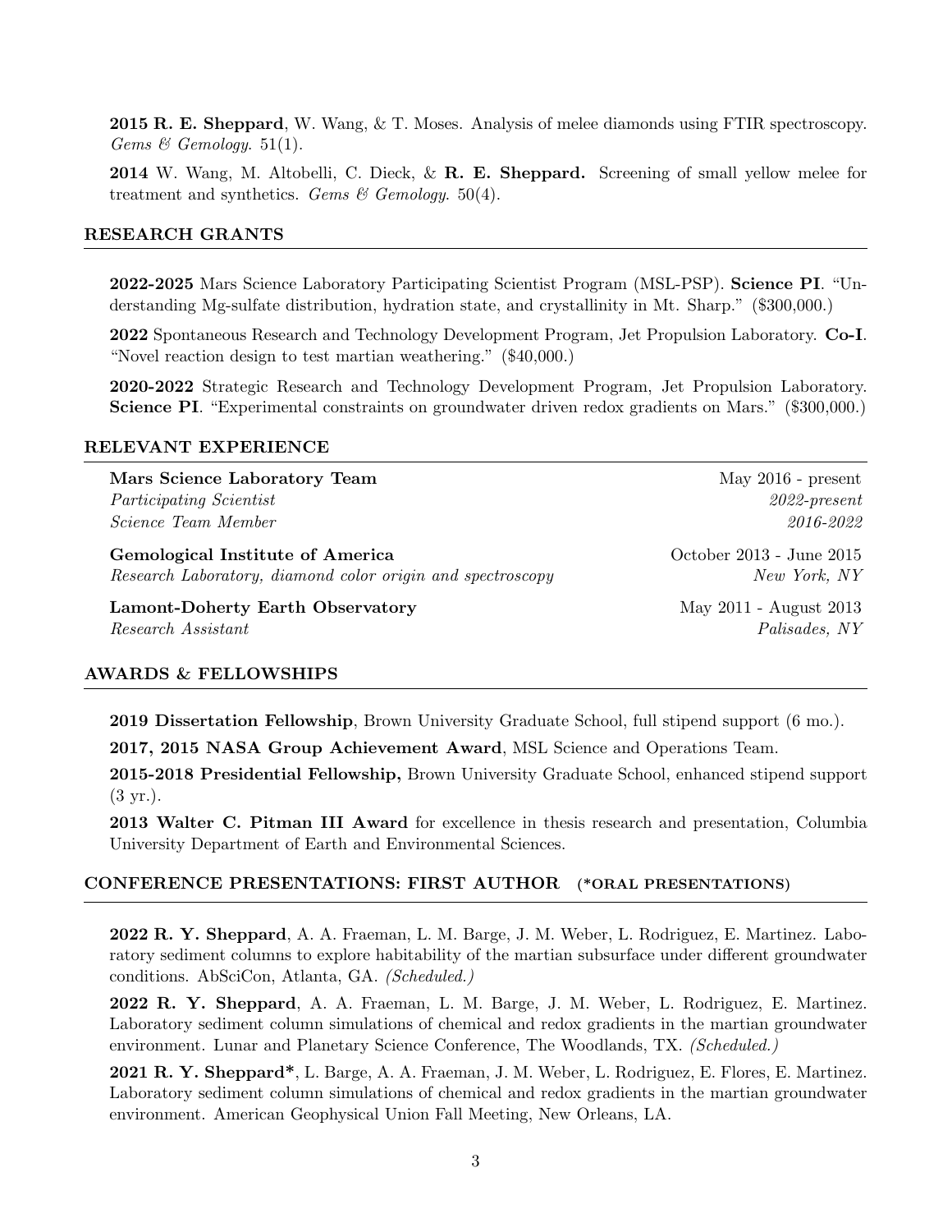**2015 R. E. Sheppard**, W. Wang, & T. Moses. Analysis of melee diamonds using FTIR spectroscopy. *Gems & Gemology*. 51(1).

**2014** W. Wang, M. Altobelli, C. Dieck, & **R. E. Sheppard.** Screening of small yellow melee for treatment and synthetics. *Gems & Gemology*. 50(4).

## RESEARCH GRANTS

**2022-2025** Mars Science Laboratory Participating Scientist Program (MSL-PSP). **Science PI**. "Understanding Mg-sulfate distribution, hydration state, and crystallinity in Mt. Sharp." ($300,000.)

**2022** Spontaneous Research and Technology Development Program, Jet Propulsion Laboratory. **Co-I**. "Novel reaction design to test martian weathering." ($40,000.)

**2020-2022** Strategic Research and Technology Development Program, Jet Propulsion Laboratory. **Science PI**. "Experimental constraints on groundwater driven redox gradients on Mars." ($300,000.)

## RELEVANT EXPERIENCE

**Mars Science Laboratory Team** — May 2016 - present
*Participating Scientist* — *2022-present*
*Science Team Member* — *2016-2022*

**Gemological Institute of America** — October 2013 - June 2015
*Research Laboratory, diamond color origin and spectroscopy* — *New York, NY*

**Lamont-Doherty Earth Observatory** — May 2011 - August 2013
*Research Assistant* — *Palisades, NY*

## AWARDS & FELLOWSHIPS

**2019 Dissertation Fellowship**, Brown University Graduate School, full stipend support (6 mo.).

**2017, 2015 NASA Group Achievement Award**, MSL Science and Operations Team.

**2015-2018 Presidential Fellowship,** Brown University Graduate School, enhanced stipend support (3 yr.).

**2013 Walter C. Pitman III Award** for excellence in thesis research and presentation, Columbia University Department of Earth and Environmental Sciences.

## CONFERENCE PRESENTATIONS: FIRST AUTHOR (*ORAL PRESENTATIONS)

**2022 R. Y. Sheppard**, A. A. Fraeman, L. M. Barge, J. M. Weber, L. Rodriguez, E. Martinez. Laboratory sediment columns to explore habitability of the martian subsurface under different groundwater conditions. AbSciCon, Atlanta, GA. *(Scheduled.)*

**2022 R. Y. Sheppard**, A. A. Fraeman, L. M. Barge, J. M. Weber, L. Rodriguez, E. Martinez. Laboratory sediment column simulations of chemical and redox gradients in the martian groundwater environment. Lunar and Planetary Science Conference, The Woodlands, TX. *(Scheduled.)*

**2021 R. Y. Sheppard***, L. Barge, A. A. Fraeman, J. M. Weber, L. Rodriguez, E. Flores, E. Martinez. Laboratory sediment column simulations of chemical and redox gradients in the martian groundwater environment. American Geophysical Union Fall Meeting, New Orleans, LA.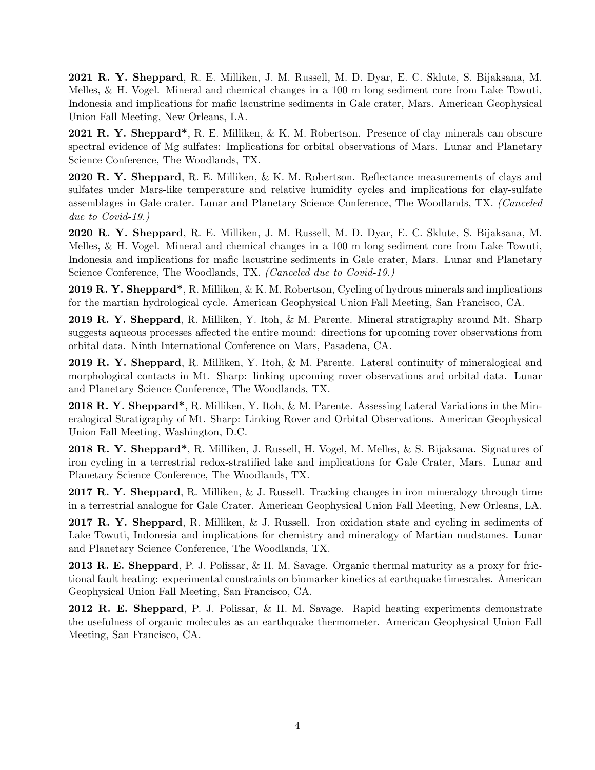**2021 R. Y. Sheppard**, R. E. Milliken, J. M. Russell, M. D. Dyar, E. C. Sklute, S. Bijaksana, M. Melles, & H. Vogel. Mineral and chemical changes in a 100 m long sediment core from Lake Towuti, Indonesia and implications for mafic lacustrine sediments in Gale crater, Mars. American Geophysical Union Fall Meeting, New Orleans, LA.

**2021 R. Y. Sheppard***, R. E. Milliken, & K. M. Robertson. Presence of clay minerals can obscure spectral evidence of Mg sulfates: Implications for orbital observations of Mars. Lunar and Planetary Science Conference, The Woodlands, TX.

**2020 R. Y. Sheppard**, R. E. Milliken, & K. M. Robertson. Reflectance measurements of clays and sulfates under Mars-like temperature and relative humidity cycles and implications for clay-sulfate assemblages in Gale crater. Lunar and Planetary Science Conference, The Woodlands, TX. *(Canceled due to Covid-19.)*

**2020 R. Y. Sheppard**, R. E. Milliken, J. M. Russell, M. D. Dyar, E. C. Sklute, S. Bijaksana, M. Melles, & H. Vogel. Mineral and chemical changes in a 100 m long sediment core from Lake Towuti, Indonesia and implications for mafic lacustrine sediments in Gale crater, Mars. Lunar and Planetary Science Conference, The Woodlands, TX. *(Canceled due to Covid-19.)*

**2019 R. Y. Sheppard***, R. Milliken, & K. M. Robertson, Cycling of hydrous minerals and implications for the martian hydrological cycle. American Geophysical Union Fall Meeting, San Francisco, CA.

**2019 R. Y. Sheppard**, R. Milliken, Y. Itoh, & M. Parente. Mineral stratigraphy around Mt. Sharp suggests aqueous processes affected the entire mound: directions for upcoming rover observations from orbital data. Ninth International Conference on Mars, Pasadena, CA.

**2019 R. Y. Sheppard**, R. Milliken, Y. Itoh, & M. Parente. Lateral continuity of mineralogical and morphological contacts in Mt. Sharp: linking upcoming rover observations and orbital data. Lunar and Planetary Science Conference, The Woodlands, TX.

**2018 R. Y. Sheppard***, R. Milliken, Y. Itoh, & M. Parente. Assessing Lateral Variations in the Mineralogical Stratigraphy of Mt. Sharp: Linking Rover and Orbital Observations. American Geophysical Union Fall Meeting, Washington, D.C.

**2018 R. Y. Sheppard***, R. Milliken, J. Russell, H. Vogel, M. Melles, & S. Bijaksana. Signatures of iron cycling in a terrestrial redox-stratified lake and implications for Gale Crater, Mars. Lunar and Planetary Science Conference, The Woodlands, TX.

**2017 R. Y. Sheppard**, R. Milliken, & J. Russell. Tracking changes in iron mineralogy through time in a terrestrial analogue for Gale Crater. American Geophysical Union Fall Meeting, New Orleans, LA.

**2017 R. Y. Sheppard**, R. Milliken, & J. Russell. Iron oxidation state and cycling in sediments of Lake Towuti, Indonesia and implications for chemistry and mineralogy of Martian mudstones. Lunar and Planetary Science Conference, The Woodlands, TX.

**2013 R. E. Sheppard**, P. J. Polissar, & H. M. Savage. Organic thermal maturity as a proxy for frictional fault heating: experimental constraints on biomarker kinetics at earthquake timescales. American Geophysical Union Fall Meeting, San Francisco, CA.

**2012 R. E. Sheppard**, P. J. Polissar, & H. M. Savage. Rapid heating experiments demonstrate the usefulness of organic molecules as an earthquake thermometer. American Geophysical Union Fall Meeting, San Francisco, CA.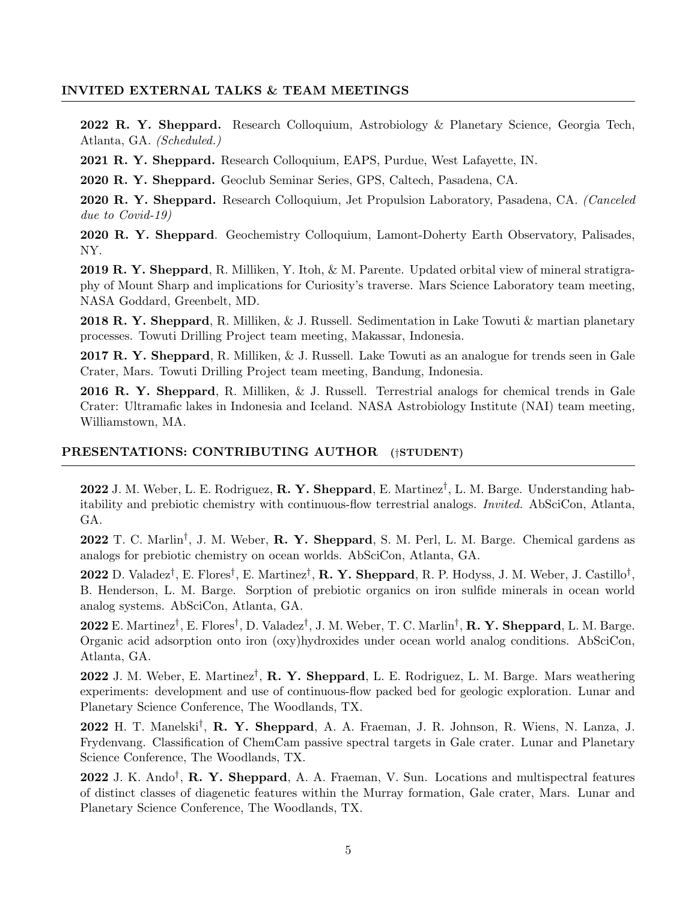## INVITED EXTERNAL TALKS & TEAM MEETINGS

**2022 R. Y. Sheppard.** Research Colloquium, Astrobiology & Planetary Science, Georgia Tech, Atlanta, GA. *(Scheduled.)*

**2021 R. Y. Sheppard.** Research Colloquium, EAPS, Purdue, West Lafayette, IN.

**2020 R. Y. Sheppard.** Geoclub Seminar Series, GPS, Caltech, Pasadena, CA.

**2020 R. Y. Sheppard.** Research Colloquium, Jet Propulsion Laboratory, Pasadena, CA. *(Canceled due to Covid-19)*

**2020 R. Y. Sheppard**. Geochemistry Colloquium, Lamont-Doherty Earth Observatory, Palisades, NY.

**2019 R. Y. Sheppard**, R. Milliken, Y. Itoh, & M. Parente. Updated orbital view of mineral stratigraphy of Mount Sharp and implications for Curiosity's traverse. Mars Science Laboratory team meeting, NASA Goddard, Greenbelt, MD.

**2018 R. Y. Sheppard**, R. Milliken, & J. Russell. Sedimentation in Lake Towuti & martian planetary processes. Towuti Drilling Project team meeting, Makassar, Indonesia.

**2017 R. Y. Sheppard**, R. Milliken, & J. Russell. Lake Towuti as an analogue for trends seen in Gale Crater, Mars. Towuti Drilling Project team meeting, Bandung, Indonesia.

**2016 R. Y. Sheppard**, R. Milliken, & J. Russell. Terrestrial analogs for chemical trends in Gale Crater: Ultramafic lakes in Indonesia and Iceland. NASA Astrobiology Institute (NAI) team meeting, Williamstown, MA.

## PRESENTATIONS: CONTRIBUTING AUTHOR (†STUDENT)

**2022** J. M. Weber, L. E. Rodriguez, **R. Y. Sheppard**, E. Martinez†, L. M. Barge. Understanding habitability and prebiotic chemistry with continuous-flow terrestrial analogs. *Invited.* AbSciCon, Atlanta, GA.

**2022** T. C. Marlin†, J. M. Weber, **R. Y. Sheppard**, S. M. Perl, L. M. Barge. Chemical gardens as analogs for prebiotic chemistry on ocean worlds. AbSciCon, Atlanta, GA.

**2022** D. Valadez†, E. Flores†, E. Martinez†, **R. Y. Sheppard**, R. P. Hodyss, J. M. Weber, J. Castillo†, B. Henderson, L. M. Barge. Sorption of prebiotic organics on iron sulfide minerals in ocean world analog systems. AbSciCon, Atlanta, GA.

**2022** E. Martinez†, E. Flores†, D. Valadez†, J. M. Weber, T. C. Marlin†, **R. Y. Sheppard**, L. M. Barge. Organic acid adsorption onto iron (oxy)hydroxides under ocean world analog conditions. AbSciCon, Atlanta, GA.

**2022** J. M. Weber, E. Martinez†, **R. Y. Sheppard**, L. E. Rodriguez, L. M. Barge. Mars weathering experiments: development and use of continuous-flow packed bed for geologic exploration. Lunar and Planetary Science Conference, The Woodlands, TX.

**2022** H. T. Manelski†, **R. Y. Sheppard**, A. A. Fraeman, J. R. Johnson, R. Wiens, N. Lanza, J. Frydenvang. Classification of ChemCam passive spectral targets in Gale crater. Lunar and Planetary Science Conference, The Woodlands, TX.

**2022** J. K. Ando†, **R. Y. Sheppard**, A. A. Fraeman, V. Sun. Locations and multispectral features of distinct classes of diagenetic features within the Murray formation, Gale crater, Mars. Lunar and Planetary Science Conference, The Woodlands, TX.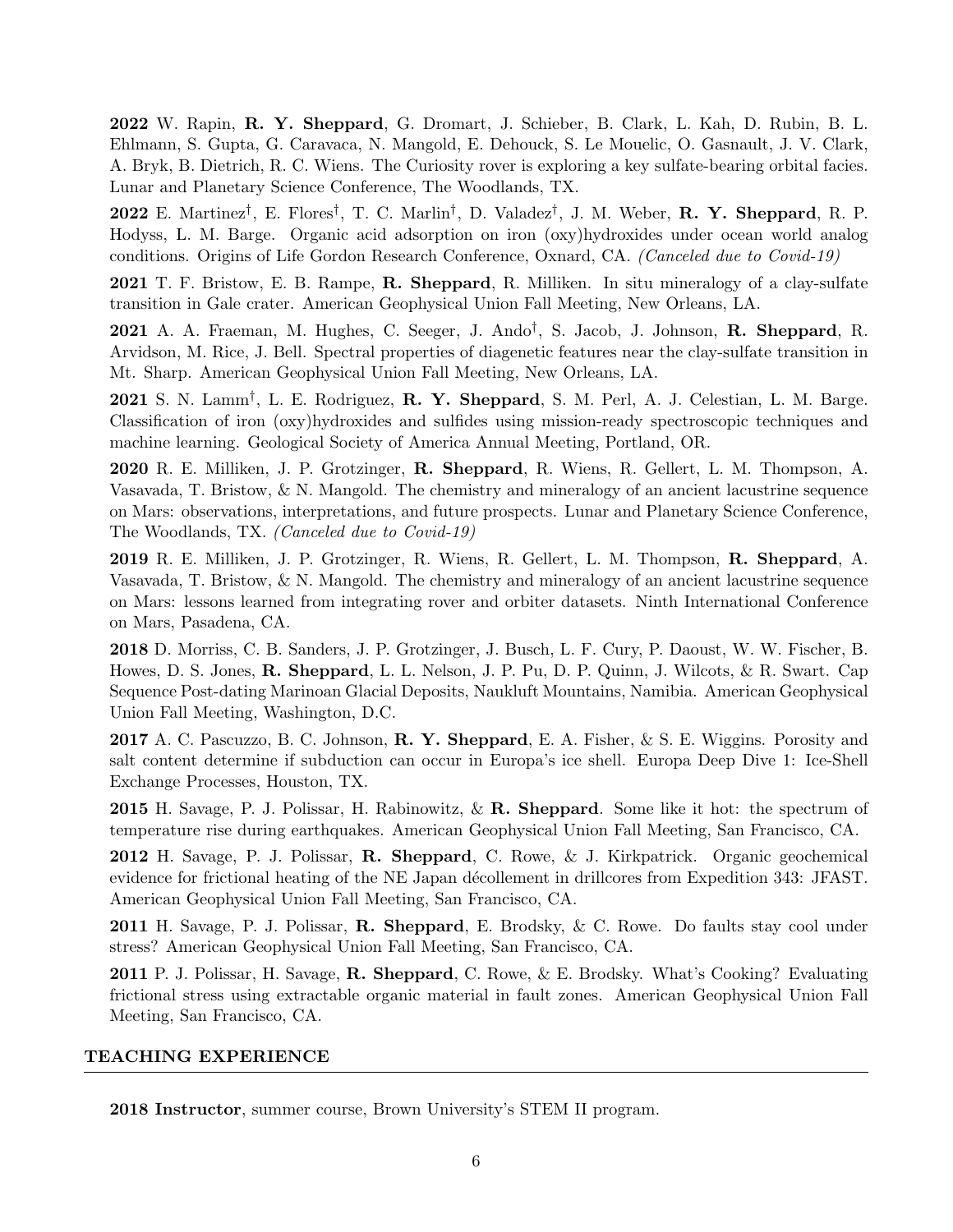**2022** W. Rapin, **R. Y. Sheppard**, G. Dromart, J. Schieber, B. Clark, L. Kah, D. Rubin, B. L. Ehlmann, S. Gupta, G. Caravaca, N. Mangold, E. Dehouck, S. Le Mouelic, O. Gasnault, J. V. Clark, A. Bryk, B. Dietrich, R. C. Wiens. The Curiosity rover is exploring a key sulfate-bearing orbital facies. Lunar and Planetary Science Conference, The Woodlands, TX.

**2022** E. Martinez[†], E. Flores[†], T. C. Marlin[†], D. Valadez[†], J. M. Weber, **R. Y. Sheppard**, R. P. Hodyss, L. M. Barge. Organic acid adsorption on iron (oxy)hydroxides under ocean world analog conditions. Origins of Life Gordon Research Conference, Oxnard, CA. *(Canceled due to Covid-19)*

**2021** T. F. Bristow, E. B. Rampe, **R. Sheppard**, R. Milliken. In situ mineralogy of a clay-sulfate transition in Gale crater. American Geophysical Union Fall Meeting, New Orleans, LA.

**2021** A. A. Fraeman, M. Hughes, C. Seeger, J. Ando[†], S. Jacob, J. Johnson, **R. Sheppard**, R. Arvidson, M. Rice, J. Bell. Spectral properties of diagenetic features near the clay-sulfate transition in Mt. Sharp. American Geophysical Union Fall Meeting, New Orleans, LA.

**2021** S. N. Lamm[†], L. E. Rodriguez, **R. Y. Sheppard**, S. M. Perl, A. J. Celestian, L. M. Barge. Classification of iron (oxy)hydroxides and sulfides using mission-ready spectroscopic techniques and machine learning. Geological Society of America Annual Meeting, Portland, OR.

**2020** R. E. Milliken, J. P. Grotzinger, **R. Sheppard**, R. Wiens, R. Gellert, L. M. Thompson, A. Vasavada, T. Bristow, & N. Mangold. The chemistry and mineralogy of an ancient lacustrine sequence on Mars: observations, interpretations, and future prospects. Lunar and Planetary Science Conference, The Woodlands, TX. *(Canceled due to Covid-19)*

**2019** R. E. Milliken, J. P. Grotzinger, R. Wiens, R. Gellert, L. M. Thompson, **R. Sheppard**, A. Vasavada, T. Bristow, & N. Mangold. The chemistry and mineralogy of an ancient lacustrine sequence on Mars: lessons learned from integrating rover and orbiter datasets. Ninth International Conference on Mars, Pasadena, CA.

**2018** D. Morriss, C. B. Sanders, J. P. Grotzinger, J. Busch, L. F. Cury, P. Daoust, W. W. Fischer, B. Howes, D. S. Jones, **R. Sheppard**, L. L. Nelson, J. P. Pu, D. P. Quinn, J. Wilcots, & R. Swart. Cap Sequence Post-dating Marinoan Glacial Deposits, Naukluft Mountains, Namibia. American Geophysical Union Fall Meeting, Washington, D.C.

**2017** A. C. Pascuzzo, B. C. Johnson, **R. Y. Sheppard**, E. A. Fisher, & S. E. Wiggins. Porosity and salt content determine if subduction can occur in Europa's ice shell. Europa Deep Dive 1: Ice-Shell Exchange Processes, Houston, TX.

**2015** H. Savage, P. J. Polissar, H. Rabinowitz, & **R. Sheppard**. Some like it hot: the spectrum of temperature rise during earthquakes. American Geophysical Union Fall Meeting, San Francisco, CA.

**2012** H. Savage, P. J. Polissar, **R. Sheppard**, C. Rowe, & J. Kirkpatrick. Organic geochemical evidence for frictional heating of the NE Japan décollement in drillcores from Expedition 343: JFAST. American Geophysical Union Fall Meeting, San Francisco, CA.

**2011** H. Savage, P. J. Polissar, **R. Sheppard**, E. Brodsky, & C. Rowe. Do faults stay cool under stress? American Geophysical Union Fall Meeting, San Francisco, CA.

**2011** P. J. Polissar, H. Savage, **R. Sheppard**, C. Rowe, & E. Brodsky. What's Cooking? Evaluating frictional stress using extractable organic material in fault zones. American Geophysical Union Fall Meeting, San Francisco, CA.

## TEACHING EXPERIENCE

**2018 Instructor**, summer course, Brown University's STEM II program.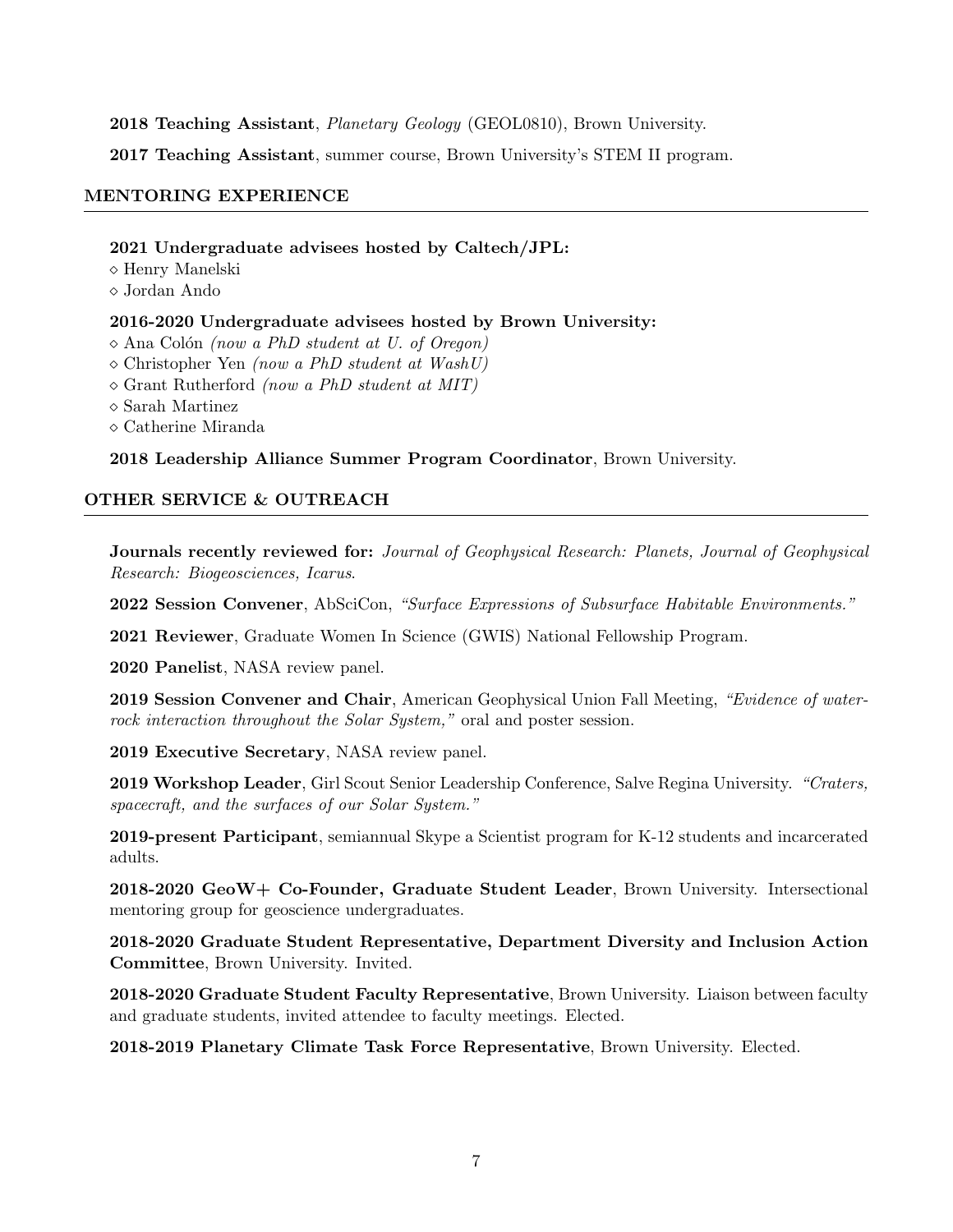**2018 Teaching Assistant**, *Planetary Geology* (GEOL0810), Brown University.

**2017 Teaching Assistant**, summer course, Brown University's STEM II program.

## MENTORING EXPERIENCE

**2021 Undergraduate advisees hosted by Caltech/JPL:**
- ◇ Henry Manelski
- ◇ Jordan Ando

**2016-2020 Undergraduate advisees hosted by Brown University:**
- ◇ Ana Colón *(now a PhD student at U. of Oregon)*
- ◇ Christopher Yen *(now a PhD student at WashU)*
- ◇ Grant Rutherford *(now a PhD student at MIT)*
- ◇ Sarah Martinez
- ◇ Catherine Miranda

**2018 Leadership Alliance Summer Program Coordinator**, Brown University.

## OTHER SERVICE & OUTREACH

**Journals recently reviewed for:** *Journal of Geophysical Research: Planets, Journal of Geophysical Research: Biogeosciences, Icarus*.

**2022 Session Convener**, AbSciCon, *"Surface Expressions of Subsurface Habitable Environments."*

**2021 Reviewer**, Graduate Women In Science (GWIS) National Fellowship Program.

**2020 Panelist**, NASA review panel.

**2019 Session Convener and Chair**, American Geophysical Union Fall Meeting, *"Evidence of water-rock interaction throughout the Solar System,"* oral and poster session.

**2019 Executive Secretary**, NASA review panel.

**2019 Workshop Leader**, Girl Scout Senior Leadership Conference, Salve Regina University. *"Craters, spacecraft, and the surfaces of our Solar System."*

**2019-present Participant**, semiannual Skype a Scientist program for K-12 students and incarcerated adults.

**2018-2020 GeoW+ Co-Founder, Graduate Student Leader**, Brown University. Intersectional mentoring group for geoscience undergraduates.

**2018-2020 Graduate Student Representative, Department Diversity and Inclusion Action Committee**, Brown University. Invited.

**2018-2020 Graduate Student Faculty Representative**, Brown University. Liaison between faculty and graduate students, invited attendee to faculty meetings. Elected.

**2018-2019 Planetary Climate Task Force Representative**, Brown University. Elected.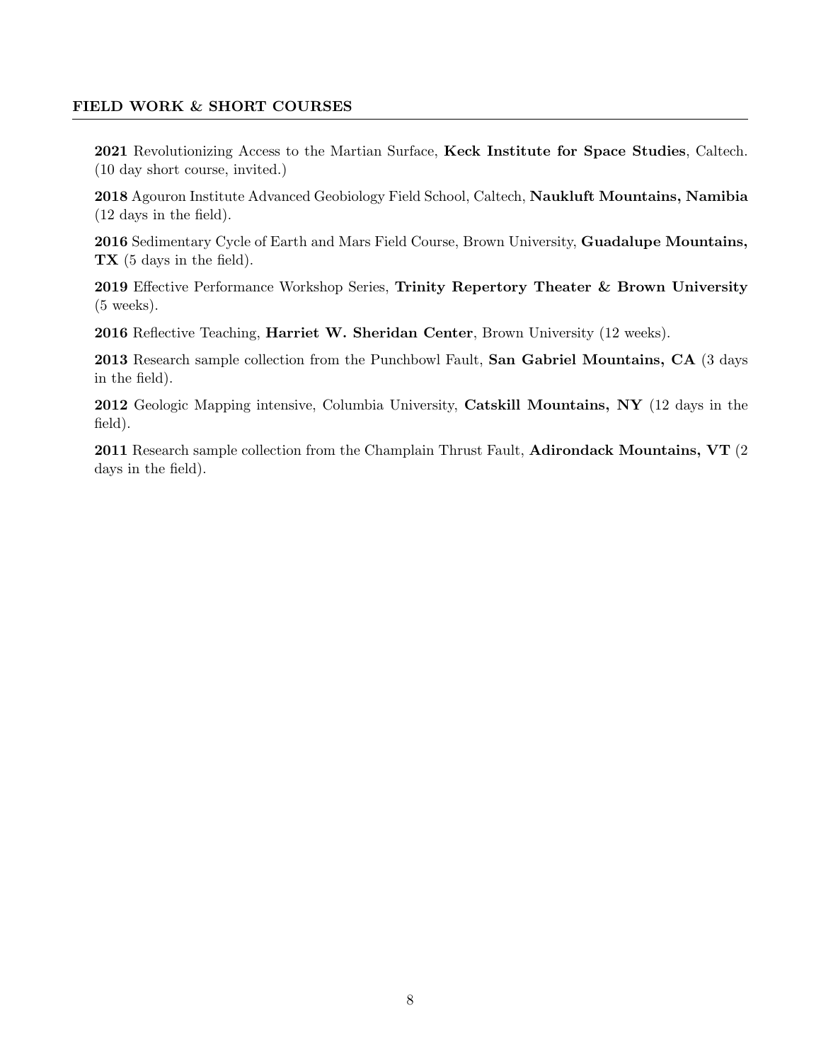## FIELD WORK & SHORT COURSES

**2021** Revolutionizing Access to the Martian Surface, **Keck Institute for Space Studies**, Caltech. (10 day short course, invited.)

**2018** Agouron Institute Advanced Geobiology Field School, Caltech, **Naukluft Mountains, Namibia** (12 days in the field).

**2016** Sedimentary Cycle of Earth and Mars Field Course, Brown University, **Guadalupe Mountains, TX** (5 days in the field).

**2019** Effective Performance Workshop Series, **Trinity Repertory Theater & Brown University** (5 weeks).

**2016** Reflective Teaching, **Harriet W. Sheridan Center**, Brown University (12 weeks).

**2013** Research sample collection from the Punchbowl Fault, **San Gabriel Mountains, CA** (3 days in the field).

**2012** Geologic Mapping intensive, Columbia University, **Catskill Mountains, NY** (12 days in the field).

**2011** Research sample collection from the Champlain Thrust Fault, **Adirondack Mountains, VT** (2 days in the field).